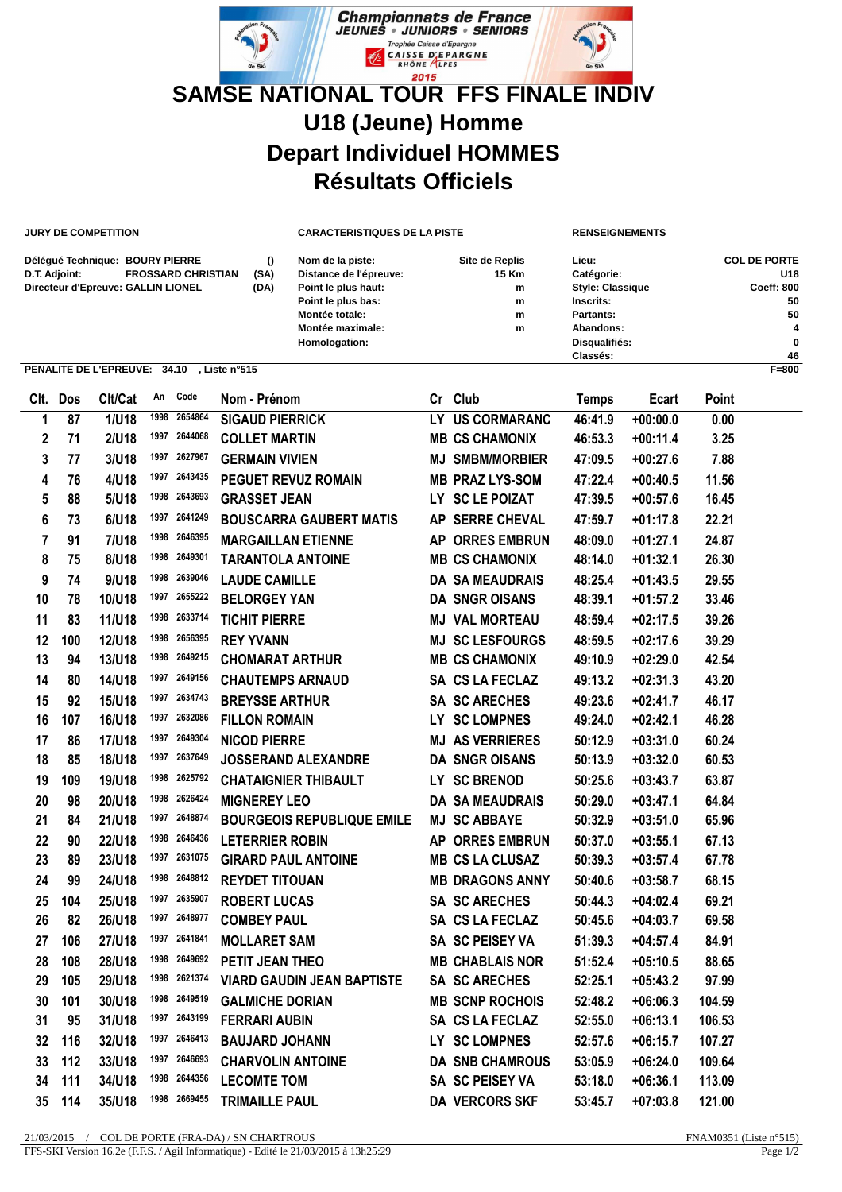Championnats de France
JEUNES • JUNIORS • SENIORS
Trophée Caisse d'Epargne
CAISSE D'EPARGNE RHÔNE ALPES
2015

# SAMSE NATIONAL TOUR FFS FINALE INDIV
# U18 (Jeune) Homme
# Depart Individuel HOMMES
# Résultats Officiels

**JURY DE COMPETITION**

| | | |
|---|---|---|
| Délégué Technique: | BOURY PIERRE | () |
| D.T. Adjoint: | FROSSARD CHRISTIAN | (SA) |
| Directeur d'Epreuve: | GALLIN LIONEL | (DA) |

**CARACTERISTIQUES DE LA PISTE**

| | |
|---|---|
| Nom de la piste: | Site de Replis |
| Distance de l'épreuve: | 15 Km |
| Point le plus haut: | m |
| Point le plus bas: | m |
| Montée totale: | m |
| Montée maximale: | m |
| Homologation: | |

**RENSEIGNEMENTS**

| | |
|---|---|
| Lieu: | COL DE PORTE |
| Catégorie: | U18 |
| Style: Classique | Coeff: 800 |
| Inscrits: | 50 |
| Partants: | 50 |
| Abandons: | 4 |
| Disqualifiés: | 0 |
| Classés: | 46 |

**PENALITE DE L'EPREUVE: 34.10 , Liste n°515** F=800

| Clt. | Dos | Clt/Cat | An | Code | Nom - Prénom | Cr | Club | Temps | Ecart | Point |
|---|---|---|---|---|---|---|---|---|---|---|
| 1 | 87 | 1/U18 | 1998 | 2654864 | SIGAUD PIERRICK | LY | US CORMARANC | 46:41.9 | +00:00.0 | 0.00 |
| 2 | 71 | 2/U18 | 1997 | 2644068 | COLLET MARTIN | MB | CS CHAMONIX | 46:53.3 | +00:11.4 | 3.25 |
| 3 | 77 | 3/U18 | 1997 | 2627967 | GERMAIN VIVIEN | MJ | SMBM/MORBIER | 47:09.5 | +00:27.6 | 7.88 |
| 4 | 76 | 4/U18 | 1997 | 2643435 | PEGUET REVUZ ROMAIN | MB | PRAZ LYS-SOM | 47:22.4 | +00:40.5 | 11.56 |
| 5 | 88 | 5/U18 | 1998 | 2643693 | GRASSET JEAN | LY | SC LE POIZAT | 47:39.5 | +00:57.6 | 16.45 |
| 6 | 73 | 6/U18 | 1997 | 2641249 | BOUSCARRA GAUBERT MATIS | AP | SERRE CHEVAL | 47:59.7 | +01:17.8 | 22.21 |
| 7 | 91 | 7/U18 | 1998 | 2646395 | MARGAILLAN ETIENNE | AP | ORRES EMBRUN | 48:09.0 | +01:27.1 | 24.87 |
| 8 | 75 | 8/U18 | 1998 | 2649301 | TARANTOLA ANTOINE | MB | CS CHAMONIX | 48:14.0 | +01:32.1 | 26.30 |
| 9 | 74 | 9/U18 | 1998 | 2639046 | LAUDE CAMILLE | DA | SA MEAUDRAIS | 48:25.4 | +01:43.5 | 29.55 |
| 10 | 78 | 10/U18 | 1997 | 2655222 | BELORGEY YAN | DA | SNGR OISANS | 48:39.1 | +01:57.2 | 33.46 |
| 11 | 83 | 11/U18 | 1998 | 2633714 | TICHIT PIERRE | MJ | VAL MORTEAU | 48:59.4 | +02:17.5 | 39.26 |
| 12 | 100 | 12/U18 | 1998 | 2656395 | REY YVANN | MJ | SC LESFOURGS | 48:59.5 | +02:17.6 | 39.29 |
| 13 | 94 | 13/U18 | 1998 | 2649215 | CHOMARAT ARTHUR | MB | CS CHAMONIX | 49:10.9 | +02:29.0 | 42.54 |
| 14 | 80 | 14/U18 | 1997 | 2649156 | CHAUTEMPS ARNAUD | SA | CS LA FECLAZ | 49:13.2 | +02:31.3 | 43.20 |
| 15 | 92 | 15/U18 | 1997 | 2634743 | BREYSSE ARTHUR | SA | SC ARECHES | 49:23.6 | +02:41.7 | 46.17 |
| 16 | 107 | 16/U18 | 1997 | 2632086 | FILLON ROMAIN | LY | SC LOMPNES | 49:24.0 | +02:42.1 | 46.28 |
| 17 | 86 | 17/U18 | 1997 | 2649304 | NICOD PIERRE | MJ | AS VERRIERES | 50:12.9 | +03:31.0 | 60.24 |
| 18 | 85 | 18/U18 | 1997 | 2637649 | JOSSERAND ALEXANDRE | DA | SNGR OISANS | 50:13.9 | +03:32.0 | 60.53 |
| 19 | 109 | 19/U18 | 1998 | 2625792 | CHATAIGNIER THIBAULT | LY | SC BRENOD | 50:25.6 | +03:43.7 | 63.87 |
| 20 | 98 | 20/U18 | 1998 | 2626424 | MIGNEREY LEO | DA | SA MEAUDRAIS | 50:29.0 | +03:47.1 | 64.84 |
| 21 | 84 | 21/U18 | 1997 | 2648874 | BOURGEOIS REPUBLIQUE EMILE | MJ | SC ABBAYE | 50:32.9 | +03:51.0 | 65.96 |
| 22 | 90 | 22/U18 | 1998 | 2646436 | LETERRIER ROBIN | AP | ORRES EMBRUN | 50:37.0 | +03:55.1 | 67.13 |
| 23 | 89 | 23/U18 | 1997 | 2631075 | GIRARD PAUL ANTOINE | MB | CS LA CLUSAZ | 50:39.3 | +03:57.4 | 67.78 |
| 24 | 99 | 24/U18 | 1998 | 2648812 | REYDET TITOUAN | MB | DRAGONS ANNY | 50:40.6 | +03:58.7 | 68.15 |
| 25 | 104 | 25/U18 | 1997 | 2635907 | ROBERT LUCAS | SA | SC ARECHES | 50:44.3 | +04:02.4 | 69.21 |
| 26 | 82 | 26/U18 | 1997 | 2648977 | COMBEY PAUL | SA | CS LA FECLAZ | 50:45.6 | +04:03.7 | 69.58 |
| 27 | 106 | 27/U18 | 1997 | 2641841 | MOLLARET SAM | SA | SC PEISEY VA | 51:39.3 | +04:57.4 | 84.91 |
| 28 | 108 | 28/U18 | 1998 | 2649692 | PETIT JEAN THEO | MB | CHABLAIS NOR | 51:52.4 | +05:10.5 | 88.65 |
| 29 | 105 | 29/U18 | 1998 | 2621374 | VIARD GAUDIN JEAN BAPTISTE | SA | SC ARECHES | 52:25.1 | +05:43.2 | 97.99 |
| 30 | 101 | 30/U18 | 1998 | 2649519 | GALMICHE DORIAN | MB | SCNP ROCHOIS | 52:48.2 | +06:06.3 | 104.59 |
| 31 | 95 | 31/U18 | 1997 | 2643199 | FERRARI AUBIN | SA | CS LA FECLAZ | 52:55.0 | +06:13.1 | 106.53 |
| 32 | 116 | 32/U18 | 1997 | 2646413 | BAUJARD JOHANN | LY | SC LOMPNES | 52:57.6 | +06:15.7 | 107.27 |
| 33 | 112 | 33/U18 | 1997 | 2646693 | CHARVOLIN ANTOINE | DA | SNB CHAMROUS | 53:05.9 | +06:24.0 | 109.64 |
| 34 | 111 | 34/U18 | 1998 | 2644356 | LECOMTE TOM | SA | SC PEISEY VA | 53:18.0 | +06:36.1 | 113.09 |
| 35 | 114 | 35/U18 | 1998 | 2669455 | TRIMAILLE PAUL | DA | VERCORS SKF | 53:45.7 | +07:03.8 | 121.00 |

21/03/2015 / COL DE PORTE (FRA-DA) / SN CHARTROUS — FNAM0351 (Liste n°515)
FFS-SKI Version 16.2e (F.F.S. / Agil Informatique) - Edité le 21/03/2015 à 13h25:29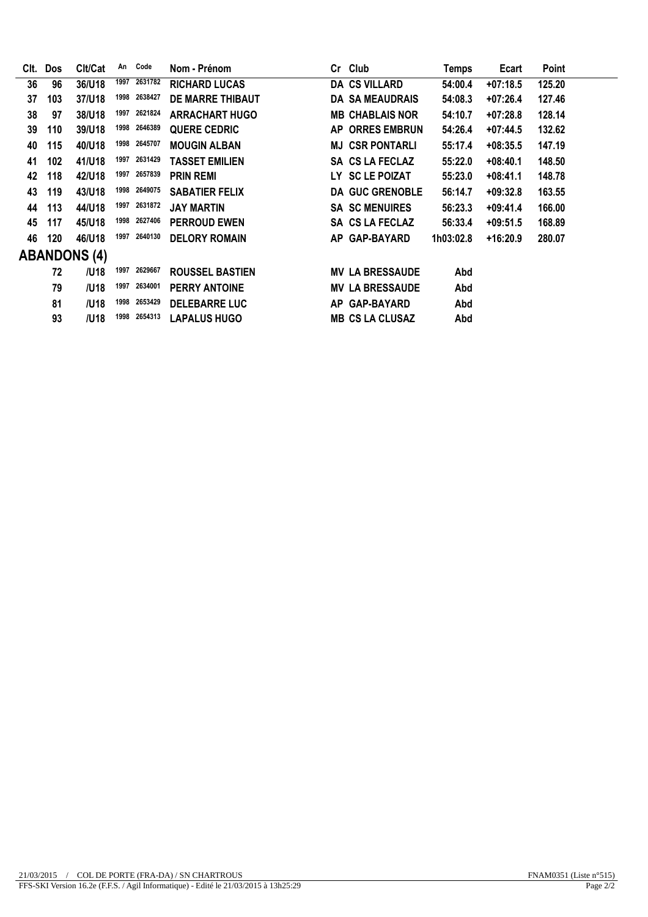| Clt. | Dos | Clt/Cat | An | Code | Nom - Prénom | Cr | Club | Temps | Ecart | Point |
|---|---|---|---|---|---|---|---|---|---|---|
| 36 | 96 | 36/U18 | 1997 | 2631782 | RICHARD LUCAS | DA | CS VILLARD | 54:00.4 | +07:18.5 | 125.20 |
| 37 | 103 | 37/U18 | 1998 | 2638427 | DE MARRE THIBAUT | DA | SA MEAUDRAIS | 54:08.3 | +07:26.4 | 127.46 |
| 38 | 97 | 38/U18 | 1997 | 2621824 | ARRACHART HUGO | MB | CHABLAIS NOR | 54:10.7 | +07:28.8 | 128.14 |
| 39 | 110 | 39/U18 | 1998 | 2646389 | QUERE CEDRIC | AP | ORRES EMBRUN | 54:26.4 | +07:44.5 | 132.62 |
| 40 | 115 | 40/U18 | 1998 | 2645707 | MOUGIN ALBAN | MJ | CSR PONTARLI | 55:17.4 | +08:35.5 | 147.19 |
| 41 | 102 | 41/U18 | 1997 | 2631429 | TASSET EMILIEN | SA | CS LA FECLAZ | 55:22.0 | +08:40.1 | 148.50 |
| 42 | 118 | 42/U18 | 1997 | 2657839 | PRIN REMI | LY | SC LE POIZAT | 55:23.0 | +08:41.1 | 148.78 |
| 43 | 119 | 43/U18 | 1998 | 2649075 | SABATIER FELIX | DA | GUC GRENOBLE | 56:14.7 | +09:32.8 | 163.55 |
| 44 | 113 | 44/U18 | 1997 | 2631872 | JAY MARTIN | SA | SC MENUIRES | 56:23.3 | +09:41.4 | 166.00 |
| 45 | 117 | 45/U18 | 1998 | 2627406 | PERROUD EWEN | SA | CS LA FECLAZ | 56:33.4 | +09:51.5 | 168.89 |
| 46 | 120 | 46/U18 | 1997 | 2640130 | DELORY ROMAIN | AP | GAP-BAYARD | 1h03:02.8 | +16:20.9 | 280.07 |

## ABANDONS (4)

| Clt. | Dos | Clt/Cat | An | Code | Nom - Prénom | Cr | Club | Temps | Ecart | Point |
|---|---|---|---|---|---|---|---|---|---|---|
| | 72 | /U18 | 1997 | 2629667 | ROUSSEL BASTIEN | MV | LA BRESSAUDE | Abd | | |
| | 79 | /U18 | 1997 | 2634001 | PERRY ANTOINE | MV | LA BRESSAUDE | Abd | | |
| | 81 | /U18 | 1998 | 2653429 | DELEBARRE LUC | AP | GAP-BAYARD | Abd | | |
| | 93 | /U18 | 1998 | 2654313 | LAPALUS HUGO | MB | CS LA CLUSAZ | Abd | | |

21/03/2015 / COL DE PORTE (FRA-DA) / SN CHARTROUS — FNAM0351 (Liste n°515)

FFS-SKI Version 16.2e (F.F.S. / Agil Informatique) - Edité le 21/03/2015 à 13h25:29